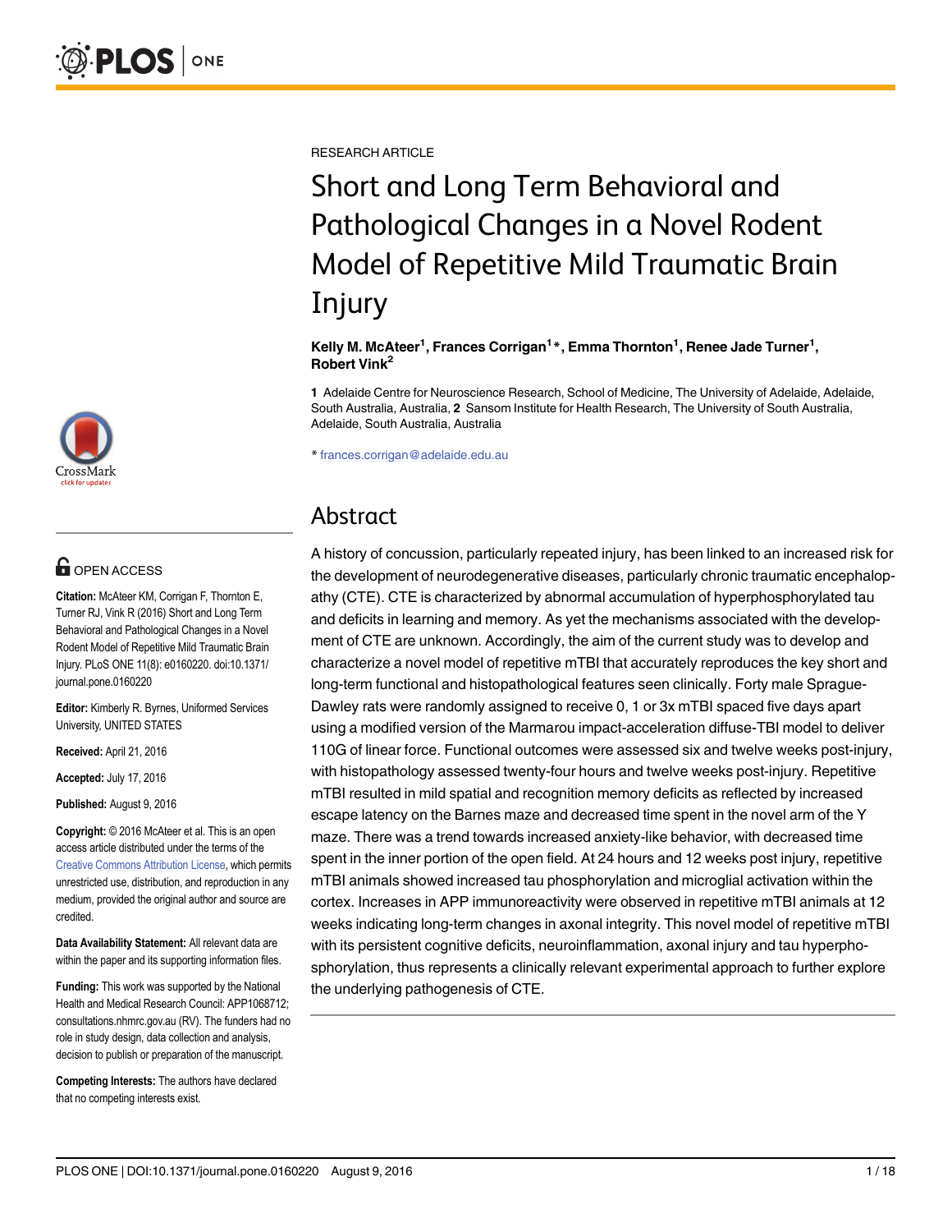RESEARCH ARTICLE

# Short and Long Term Behavioral and Pathological Changes in a Novel Rodent Model of Repetitive Mild Traumatic Brain Injury

**Kelly M. McAteer[1], Frances Corrigan[1]\*, Emma Thornton[1], Renee Jade Turner[1], Robert Vink[2]**

**1** Adelaide Centre for Neuroscience Research, School of Medicine, The University of Adelaide, Adelaide, South Australia, Australia, **2** Sansom Institute for Health Research, The University of South Australia, Adelaide, South Australia, Australia

\* frances.corrigan@adelaide.edu.au

## Abstract

A history of concussion, particularly repeated injury, has been linked to an increased risk for the development of neurodegenerative diseases, particularly chronic traumatic encephalopathy (CTE). CTE is characterized by abnormal accumulation of hyperphosphorylated tau and deficits in learning and memory. As yet the mechanisms associated with the development of CTE are unknown. Accordingly, the aim of the current study was to develop and characterize a novel model of repetitive mTBI that accurately reproduces the key short and long-term functional and histopathological features seen clinically. Forty male Sprague-Dawley rats were randomly assigned to receive 0, 1 or 3x mTBI spaced five days apart using a modified version of the Marmarou impact-acceleration diffuse-TBI model to deliver 110G of linear force. Functional outcomes were assessed six and twelve weeks post-injury, with histopathology assessed twenty-four hours and twelve weeks post-injury. Repetitive mTBI resulted in mild spatial and recognition memory deficits as reflected by increased escape latency on the Barnes maze and decreased time spent in the novel arm of the Y maze. There was a trend towards increased anxiety-like behavior, with decreased time spent in the inner portion of the open field. At 24 hours and 12 weeks post injury, repetitive mTBI animals showed increased tau phosphorylation and microglial activation within the cortex. Increases in APP immunoreactivity were observed in repetitive mTBI animals at 12 weeks indicating long-term changes in axonal integrity. This novel model of repetitive mTBI with its persistent cognitive deficits, neuroinflammation, axonal injury and tau hyperphosphorylation, thus represents a clinically relevant experimental approach to further explore the underlying pathogenesis of CTE.

OPEN ACCESS

**Citation:** McAteer KM, Corrigan F, Thornton E, Turner RJ, Vink R (2016) Short and Long Term Behavioral and Pathological Changes in a Novel Rodent Model of Repetitive Mild Traumatic Brain Injury. PLoS ONE 11(8): e0160220. doi:10.1371/journal.pone.0160220

**Editor:** Kimberly R. Byrnes, Uniformed Services University, UNITED STATES

**Received:** April 21, 2016

**Accepted:** July 17, 2016

**Published:** August 9, 2016

**Copyright:** © 2016 McAteer et al. This is an open access article distributed under the terms of the Creative Commons Attribution License, which permits unrestricted use, distribution, and reproduction in any medium, provided the original author and source are credited.

**Data Availability Statement:** All relevant data are within the paper and its supporting information files.

**Funding:** This work was supported by the National Health and Medical Research Council: APP1068712; consultations.nhmrc.gov.au (RV). The funders had no role in study design, data collection and analysis, decision to publish or preparation of the manuscript.

**Competing Interests:** The authors have declared that no competing interests exist.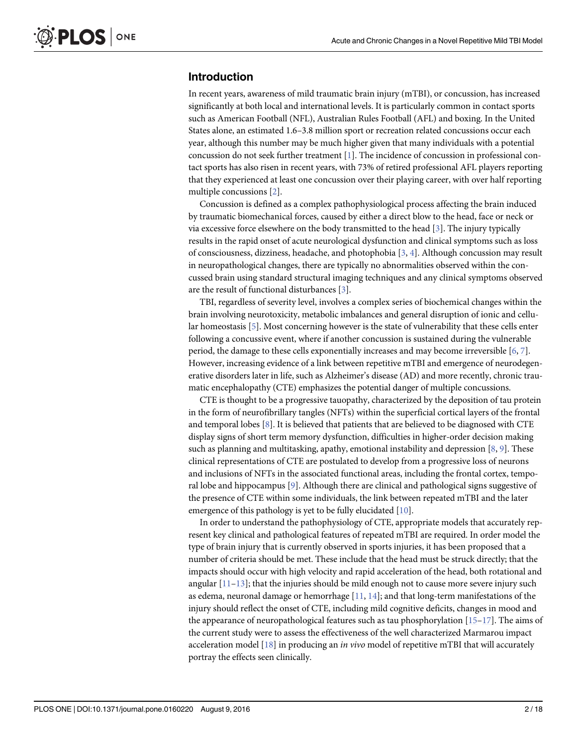## Introduction

In recent years, awareness of mild traumatic brain injury (mTBI), or concussion, has increased significantly at both local and international levels. It is particularly common in contact sports such as American Football (NFL), Australian Rules Football (AFL) and boxing. In the United States alone, an estimated 1.6–3.8 million sport or recreation related concussions occur each year, although this number may be much higher given that many individuals with a potential concussion do not seek further treatment [1]. The incidence of concussion in professional contact sports has also risen in recent years, with 73% of retired professional AFL players reporting that they experienced at least one concussion over their playing career, with over half reporting multiple concussions [2].

Concussion is defined as a complex pathophysiological process affecting the brain induced by traumatic biomechanical forces, caused by either a direct blow to the head, face or neck or via excessive force elsewhere on the body transmitted to the head [3]. The injury typically results in the rapid onset of acute neurological dysfunction and clinical symptoms such as loss of consciousness, dizziness, headache, and photophobia [3, 4]. Although concussion may result in neuropathological changes, there are typically no abnormalities observed within the concussed brain using standard structural imaging techniques and any clinical symptoms observed are the result of functional disturbances [3].

TBI, regardless of severity level, involves a complex series of biochemical changes within the brain involving neurotoxicity, metabolic imbalances and general disruption of ionic and cellular homeostasis [5]. Most concerning however is the state of vulnerability that these cells enter following a concussive event, where if another concussion is sustained during the vulnerable period, the damage to these cells exponentially increases and may become irreversible [6, 7]. However, increasing evidence of a link between repetitive mTBI and emergence of neurodegenerative disorders later in life, such as Alzheimer's disease (AD) and more recently, chronic traumatic encephalopathy (CTE) emphasizes the potential danger of multiple concussions.

CTE is thought to be a progressive tauopathy, characterized by the deposition of tau protein in the form of neurofibrillary tangles (NFTs) within the superficial cortical layers of the frontal and temporal lobes [8]. It is believed that patients that are believed to be diagnosed with CTE display signs of short term memory dysfunction, difficulties in higher-order decision making such as planning and multitasking, apathy, emotional instability and depression [8, 9]. These clinical representations of CTE are postulated to develop from a progressive loss of neurons and inclusions of NFTs in the associated functional areas, including the frontal cortex, temporal lobe and hippocampus [9]. Although there are clinical and pathological signs suggestive of the presence of CTE within some individuals, the link between repeated mTBI and the later emergence of this pathology is yet to be fully elucidated [10].

In order to understand the pathophysiology of CTE, appropriate models that accurately represent key clinical and pathological features of repeated mTBI are required. In order model the type of brain injury that is currently observed in sports injuries, it has been proposed that a number of criteria should be met. These include that the head must be struck directly; that the impacts should occur with high velocity and rapid acceleration of the head, both rotational and angular [11–13]; that the injuries should be mild enough not to cause more severe injury such as edema, neuronal damage or hemorrhage [11, 14]; and that long-term manifestations of the injury should reflect the onset of CTE, including mild cognitive deficits, changes in mood and the appearance of neuropathological features such as tau phosphorylation [15–17]. The aims of the current study were to assess the effectiveness of the well characterized Marmarou impact acceleration model [18] in producing an *in vivo* model of repetitive mTBI that will accurately portray the effects seen clinically.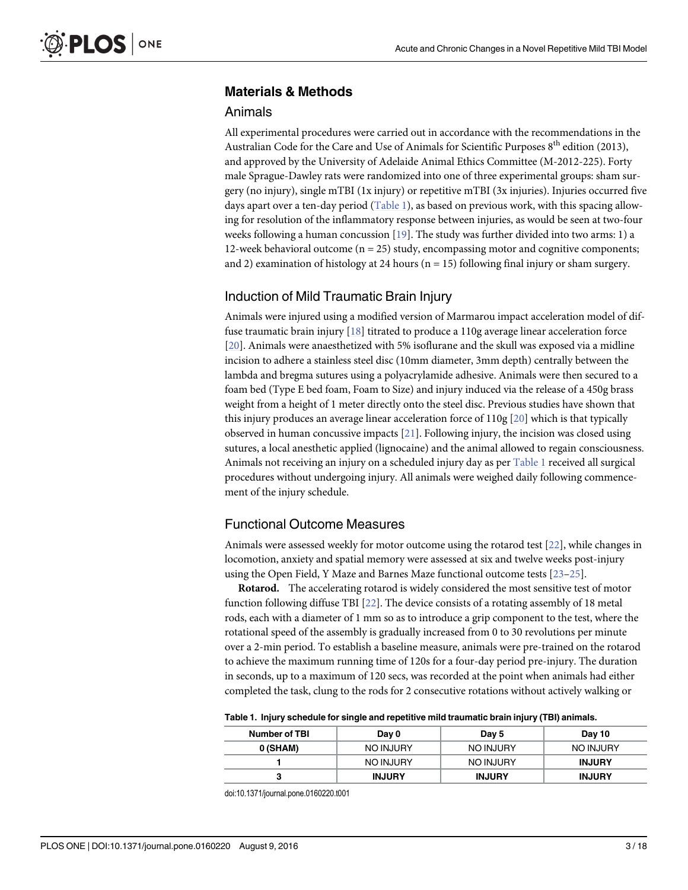## Materials & Methods

### Animals

All experimental procedures were carried out in accordance with the recommendations in the Australian Code for the Care and Use of Animals for Scientific Purposes 8th edition (2013), and approved by the University of Adelaide Animal Ethics Committee (M-2012-225). Forty male Sprague-Dawley rats were randomized into one of three experimental groups: sham surgery (no injury), single mTBI (1x injury) or repetitive mTBI (3x injuries). Injuries occurred five days apart over a ten-day period (Table 1), as based on previous work, with this spacing allowing for resolution of the inflammatory response between injuries, as would be seen at two-four weeks following a human concussion [19]. The study was further divided into two arms: 1) a 12-week behavioral outcome (n = 25) study, encompassing motor and cognitive components; and 2) examination of histology at 24 hours (n = 15) following final injury or sham surgery.

### Induction of Mild Traumatic Brain Injury

Animals were injured using a modified version of Marmarou impact acceleration model of diffuse traumatic brain injury [18] titrated to produce a 110g average linear acceleration force [20]. Animals were anaesthetized with 5% isoflurane and the skull was exposed via a midline incision to adhere a stainless steel disc (10mm diameter, 3mm depth) centrally between the lambda and bregma sutures using a polyacrylamide adhesive. Animals were then secured to a foam bed (Type E bed foam, Foam to Size) and injury induced via the release of a 450g brass weight from a height of 1 meter directly onto the steel disc. Previous studies have shown that this injury produces an average linear acceleration force of 110g [20] which is that typically observed in human concussive impacts [21]. Following injury, the incision was closed using sutures, a local anesthetic applied (lignocaine) and the animal allowed to regain consciousness. Animals not receiving an injury on a scheduled injury day as per Table 1 received all surgical procedures without undergoing injury. All animals were weighed daily following commencement of the injury schedule.

### Functional Outcome Measures

Animals were assessed weekly for motor outcome using the rotarod test [22], while changes in locomotion, anxiety and spatial memory were assessed at six and twelve weeks post-injury using the Open Field, Y Maze and Barnes Maze functional outcome tests [23–25].

**Rotarod.** The accelerating rotarod is widely considered the most sensitive test of motor function following diffuse TBI [22]. The device consists of a rotating assembly of 18 metal rods, each with a diameter of 1 mm so as to introduce a grip component to the test, where the rotational speed of the assembly is gradually increased from 0 to 30 revolutions per minute over a 2-min period. To establish a baseline measure, animals were pre-trained on the rotarod to achieve the maximum running time of 120s for a four-day period pre-injury. The duration in seconds, up to a maximum of 120 secs, was recorded at the point when animals had either completed the task, clung to the rods for 2 consecutive rotations without actively walking or

**Table 1. Injury schedule for single and repetitive mild traumatic brain injury (TBI) animals.**

| Number of TBI | Day 0 | Day 5 | Day 10 |
|---|---|---|---|
| **0 (SHAM)** | NO INJURY | NO INJURY | NO INJURY |
| **1** | NO INJURY | NO INJURY | **INJURY** |
| **3** | **INJURY** | **INJURY** | **INJURY** |

doi:10.1371/journal.pone.0160220.t001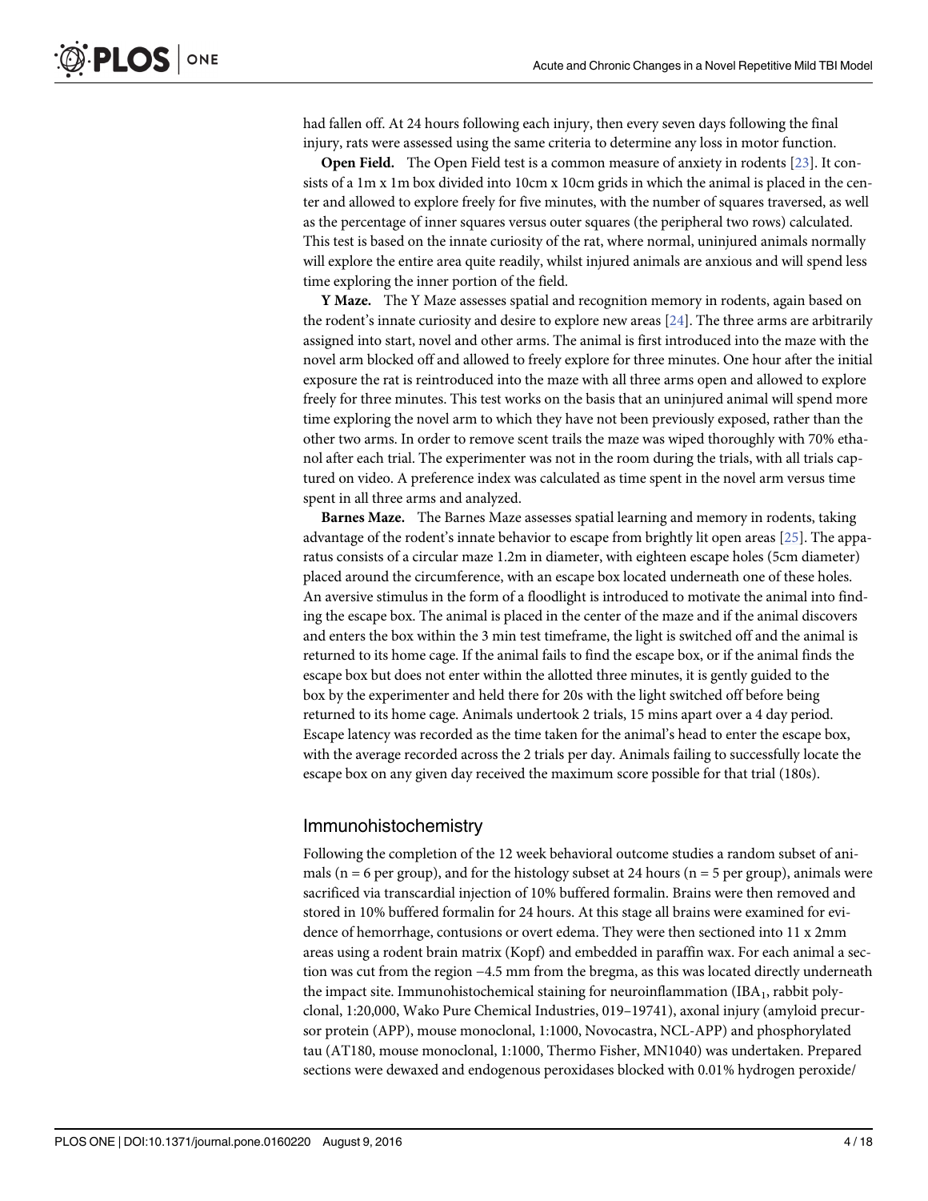had fallen off. At 24 hours following each injury, then every seven days following the final injury, rats were assessed using the same criteria to determine any loss in motor function.

**Open Field.** The Open Field test is a common measure of anxiety in rodents [23]. It consists of a 1m x 1m box divided into 10cm x 10cm grids in which the animal is placed in the center and allowed to explore freely for five minutes, with the number of squares traversed, as well as the percentage of inner squares versus outer squares (the peripheral two rows) calculated. This test is based on the innate curiosity of the rat, where normal, uninjured animals normally will explore the entire area quite readily, whilst injured animals are anxious and will spend less time exploring the inner portion of the field.

**Y Maze.** The Y Maze assesses spatial and recognition memory in rodents, again based on the rodent's innate curiosity and desire to explore new areas [24]. The three arms are arbitrarily assigned into start, novel and other arms. The animal is first introduced into the maze with the novel arm blocked off and allowed to freely explore for three minutes. One hour after the initial exposure the rat is reintroduced into the maze with all three arms open and allowed to explore freely for three minutes. This test works on the basis that an uninjured animal will spend more time exploring the novel arm to which they have not been previously exposed, rather than the other two arms. In order to remove scent trails the maze was wiped thoroughly with 70% ethanol after each trial. The experimenter was not in the room during the trials, with all trials captured on video. A preference index was calculated as time spent in the novel arm versus time spent in all three arms and analyzed.

**Barnes Maze.** The Barnes Maze assesses spatial learning and memory in rodents, taking advantage of the rodent's innate behavior to escape from brightly lit open areas [25]. The apparatus consists of a circular maze 1.2m in diameter, with eighteen escape holes (5cm diameter) placed around the circumference, with an escape box located underneath one of these holes. An aversive stimulus in the form of a floodlight is introduced to motivate the animal into finding the escape box. The animal is placed in the center of the maze and if the animal discovers and enters the box within the 3 min test timeframe, the light is switched off and the animal is returned to its home cage. If the animal fails to find the escape box, or if the animal finds the escape box but does not enter within the allotted three minutes, it is gently guided to the box by the experimenter and held there for 20s with the light switched off before being returned to its home cage. Animals undertook 2 trials, 15 mins apart over a 4 day period. Escape latency was recorded as the time taken for the animal's head to enter the escape box, with the average recorded across the 2 trials per day. Animals failing to successfully locate the escape box on any given day received the maximum score possible for that trial (180s).

## Immunohistochemistry

Following the completion of the 12 week behavioral outcome studies a random subset of animals (n = 6 per group), and for the histology subset at 24 hours (n = 5 per group), animals were sacrificed via transcardial injection of 10% buffered formalin. Brains were then removed and stored in 10% buffered formalin for 24 hours. At this stage all brains were examined for evidence of hemorrhage, contusions or overt edema. They were then sectioned into 11 x 2mm areas using a rodent brain matrix (Kopf) and embedded in paraffin wax. For each animal a section was cut from the region −4.5 mm from the bregma, as this was located directly underneath the impact site. Immunohistochemical staining for neuroinflammation ($IBA_1$, rabbit polyclonal, 1:20,000, Wako Pure Chemical Industries, 019–19741), axonal injury (amyloid precursor protein (APP), mouse monoclonal, 1:1000, Novocastra, NCL-APP) and phosphorylated tau (AT180, mouse monoclonal, 1:1000, Thermo Fisher, MN1040) was undertaken. Prepared sections were dewaxed and endogenous peroxidases blocked with 0.01% hydrogen peroxide/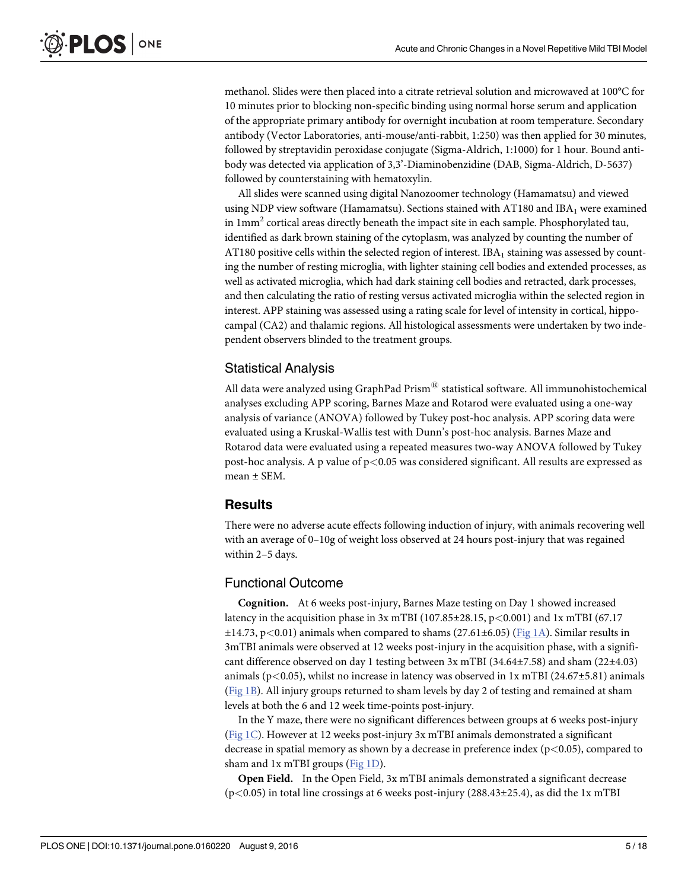methanol. Slides were then placed into a citrate retrieval solution and microwaved at 100°C for 10 minutes prior to blocking non-specific binding using normal horse serum and application of the appropriate primary antibody for overnight incubation at room temperature. Secondary antibody (Vector Laboratories, anti-mouse/anti-rabbit, 1:250) was then applied for 30 minutes, followed by streptavidin peroxidase conjugate (Sigma-Aldrich, 1:1000) for 1 hour. Bound antibody was detected via application of 3,3'-Diaminobenzidine (DAB, Sigma-Aldrich, D-5637) followed by counterstaining with hematoxylin.

All slides were scanned using digital Nanozoomer technology (Hamamatsu) and viewed using NDP view software (Hamamatsu). Sections stained with AT180 and $IBA_1$ were examined in $1mm^2$ cortical areas directly beneath the impact site in each sample. Phosphorylated tau, identified as dark brown staining of the cytoplasm, was analyzed by counting the number of AT180 positive cells within the selected region of interest. $IBA_1$ staining was assessed by counting the number of resting microglia, with lighter staining cell bodies and extended processes, as well as activated microglia, which had dark staining cell bodies and retracted, dark processes, and then calculating the ratio of resting versus activated microglia within the selected region in interest. APP staining was assessed using a rating scale for level of intensity in cortical, hippocampal (CA2) and thalamic regions. All histological assessments were undertaken by two independent observers blinded to the treatment groups.

## Statistical Analysis

All data were analyzed using GraphPad Prism® statistical software. All immunohistochemical analyses excluding APP scoring, Barnes Maze and Rotarod were evaluated using a one-way analysis of variance (ANOVA) followed by Tukey post-hoc analysis. APP scoring data were evaluated using a Kruskal-Wallis test with Dunn's post-hoc analysis. Barnes Maze and Rotarod data were evaluated using a repeated measures two-way ANOVA followed by Tukey post-hoc analysis. A p value of $p<0.05$ was considered significant. All results are expressed as mean ± SEM.

# Results

There were no adverse acute effects following induction of injury, with animals recovering well with an average of 0–10g of weight loss observed at 24 hours post-injury that was regained within 2–5 days.

## Functional Outcome

**Cognition.** At 6 weeks post-injury, Barnes Maze testing on Day 1 showed increased latency in the acquisition phase in 3x mTBI (107.85±28.15, $p<0.001$) and 1x mTBI (67.17 ±14.73, $p<0.01$) animals when compared to shams (27.61±6.05) (Fig 1A). Similar results in 3mTBI animals were observed at 12 weeks post-injury in the acquisition phase, with a significant difference observed on day 1 testing between 3x mTBI (34.64±7.58) and sham (22±4.03) animals ($p<0.05$), whilst no increase in latency was observed in 1x mTBI (24.67±5.81) animals (Fig 1B). All injury groups returned to sham levels by day 2 of testing and remained at sham levels at both the 6 and 12 week time-points post-injury.

In the Y maze, there were no significant differences between groups at 6 weeks post-injury (Fig 1C). However at 12 weeks post-injury 3x mTBI animals demonstrated a significant decrease in spatial memory as shown by a decrease in preference index ($p<0.05$), compared to sham and 1x mTBI groups (Fig 1D).

**Open Field.** In the Open Field, 3x mTBI animals demonstrated a significant decrease ($p<0.05$) in total line crossings at 6 weeks post-injury (288.43±25.4), as did the 1x mTBI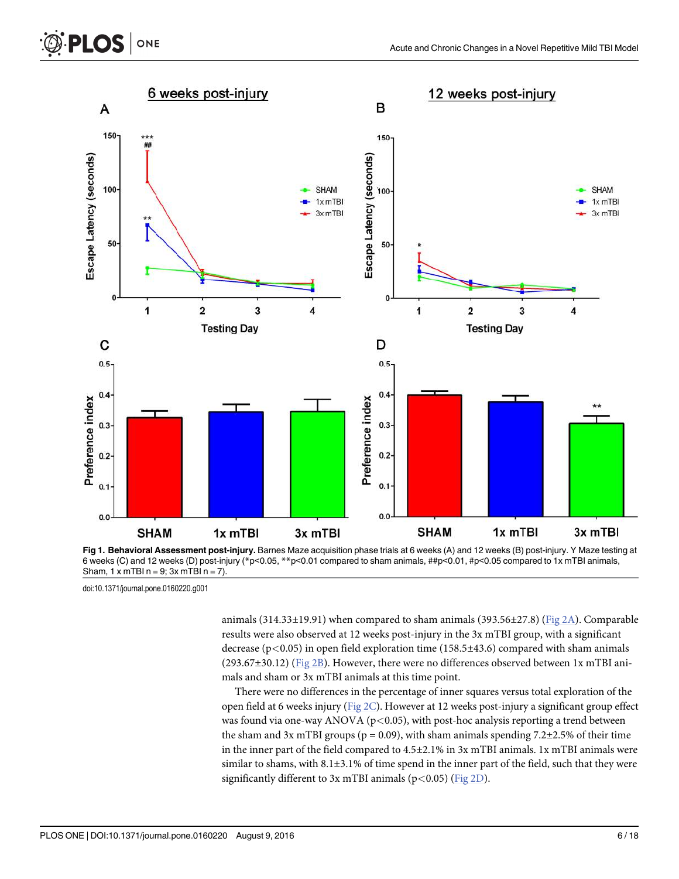**Fig 1. Behavioral Assessment post-injury.** Barnes Maze acquisition phase trials at 6 weeks (A) and 12 weeks (B) post-injury. Y Maze testing at 6 weeks (C) and 12 weeks (D) post-injury (*p<0.05, **p<0.01 compared to sham animals, ##p<0.01, #p<0.05 compared to 1x mTBI animals, Sham, 1 x mTBI n = 9; 3x mTBI n = 7).

doi:10.1371/journal.pone.0160220.g001

animals (314.33±19.91) when compared to sham animals (393.56±27.8) (Fig 2A). Comparable results were also observed at 12 weeks post-injury in the 3x mTBI group, with a significant decrease ($p<0.05$) in open field exploration time (158.5±43.6) compared with sham animals (293.67±30.12) (Fig 2B). However, there were no differences observed between 1x mTBI animals and sham or 3x mTBI animals at this time point.

There were no differences in the percentage of inner squares versus total exploration of the open field at 6 weeks injury (Fig 2C). However at 12 weeks post-injury a significant group effect was found via one-way ANOVA ($p<0.05$), with post-hoc analysis reporting a trend between the sham and 3x mTBI groups ($p = 0.09$), with sham animals spending 7.2±2.5% of their time in the inner part of the field compared to 4.5±2.1% in 3x mTBI animals. 1x mTBI animals were similar to shams, with 8.1±3.1% of time spend in the inner part of the field, such that they were significantly different to 3x mTBI animals ($p<0.05$) (Fig 2D).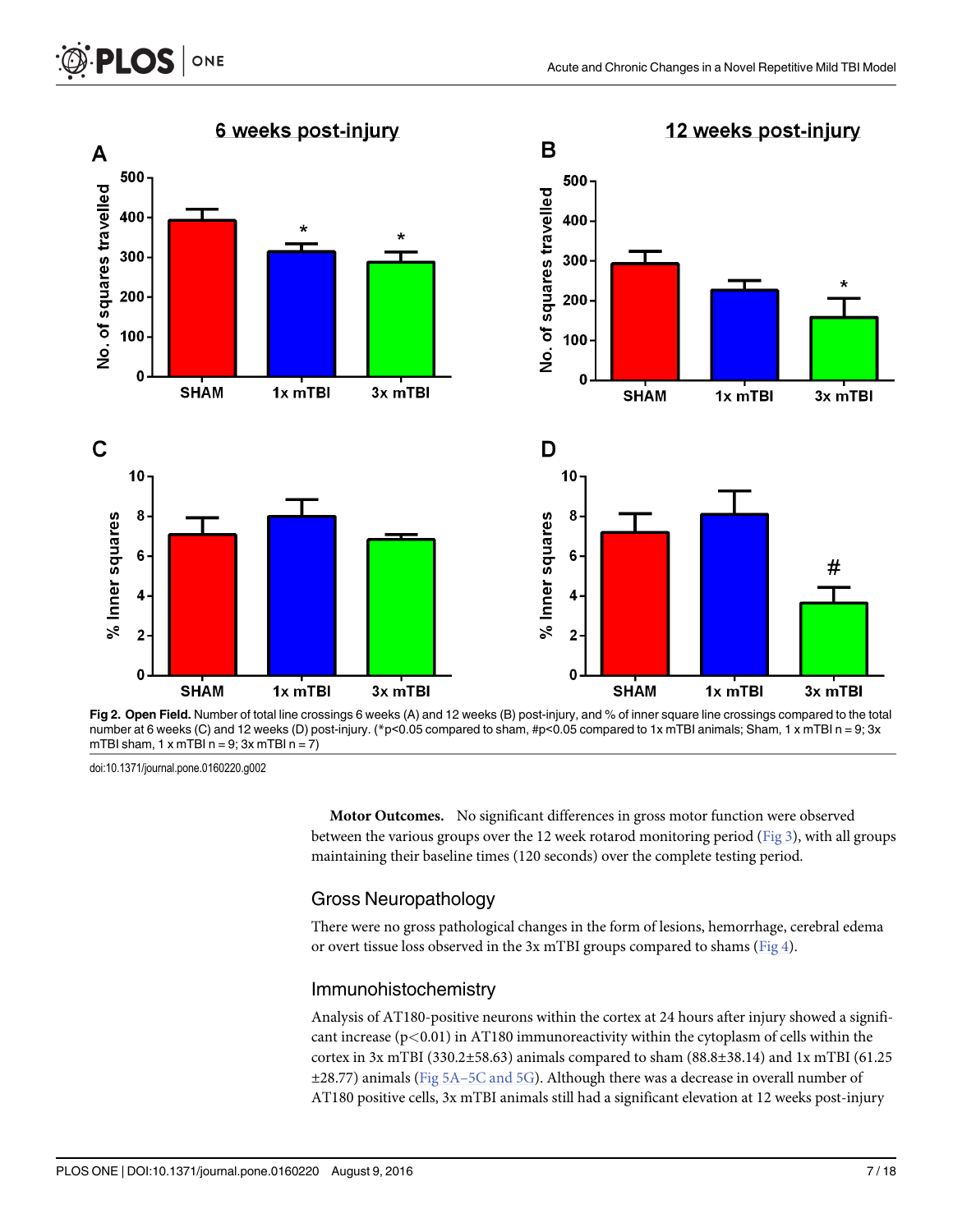**Fig 2. Open Field.** Number of total line crossings 6 weeks (A) and 12 weeks (B) post-injury, and % of inner square line crossings compared to the total number at 6 weeks (C) and 12 weeks (D) post-injury. (*p<0.05 compared to sham, #p<0.05 compared to 1x mTBI animals; Sham, 1 x mTBI n = 9; 3x mTBI sham, 1 x mTBI n = 9; 3x mTBI n = 7)

doi:10.1371/journal.pone.0160220.g002

**Motor Outcomes.** No significant differences in gross motor function were observed between the various groups over the 12 week rotarod monitoring period (Fig 3), with all groups maintaining their baseline times (120 seconds) over the complete testing period.

## Gross Neuropathology

There were no gross pathological changes in the form of lesions, hemorrhage, cerebral edema or overt tissue loss observed in the 3x mTBI groups compared to shams (Fig 4).

## Immunohistochemistry

Analysis of AT180-positive neurons within the cortex at 24 hours after injury showed a significant increase ($p<0.01$) in AT180 immunoreactivity within the cytoplasm of cells within the cortex in 3x mTBI (330.2±58.63) animals compared to sham (88.8±38.14) and 1x mTBI (61.25 ±28.77) animals (Fig 5A–5C and 5G). Although there was a decrease in overall number of AT180 positive cells, 3x mTBI animals still had a significant elevation at 12 weeks post-injury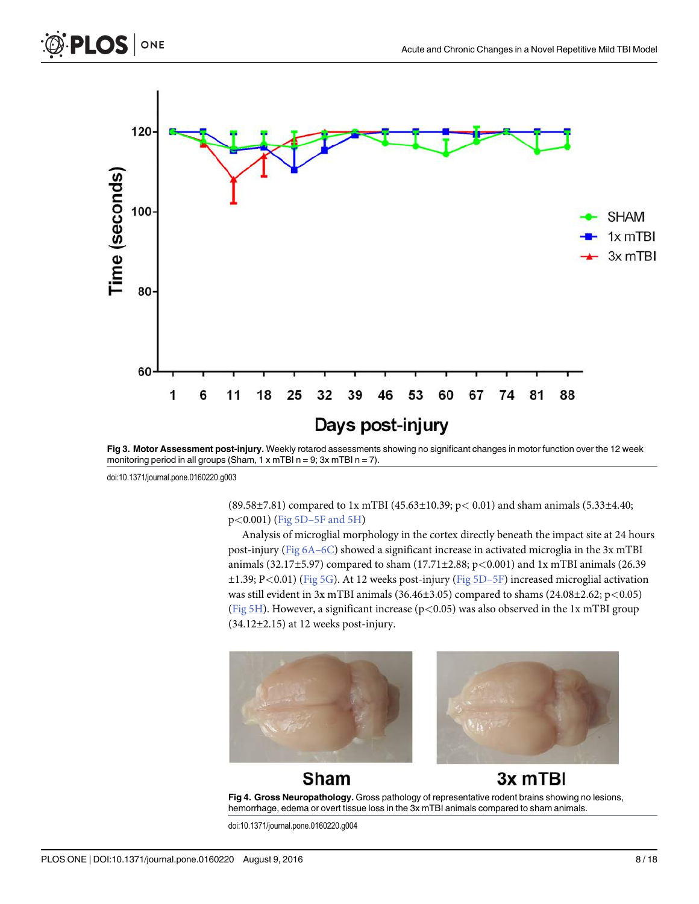Fig 3. Motor Assessment post-injury. Weekly rotarod assessments showing no significant changes in motor function over the 12 week monitoring period in all groups (Sham, 1 x mTBI n = 9; 3x mTBI n = 7).

doi:10.1371/journal.pone.0160220.g003

(89.58±7.81) compared to 1x mTBI (45.63±10.39; $p< 0.01$) and sham animals (5.33±4.40; $p<0.001$) (Fig 5D–5F and 5H)

Analysis of microglial morphology in the cortex directly beneath the impact site at 24 hours post-injury (Fig 6A–6C) showed a significant increase in activated microglia in the 3x mTBI animals (32.17±5.97) compared to sham (17.71±2.88; $p<0.001$) and 1x mTBI animals (26.39 ±1.39; $P<0.01$) (Fig 5G). At 12 weeks post-injury (Fig 5D–5F) increased microglial activation was still evident in 3x mTBI animals (36.46±3.05) compared to shams (24.08±2.62; $p<0.05$) (Fig 5H). However, a significant increase ($p<0.05$) was also observed in the 1x mTBI group (34.12±2.15) at 12 weeks post-injury.

Fig 4. Gross Neuropathology. Gross pathology of representative rodent brains showing no lesions, hemorrhage, edema or overt tissue loss in the 3x mTBI animals compared to sham animals.

doi:10.1371/journal.pone.0160220.g004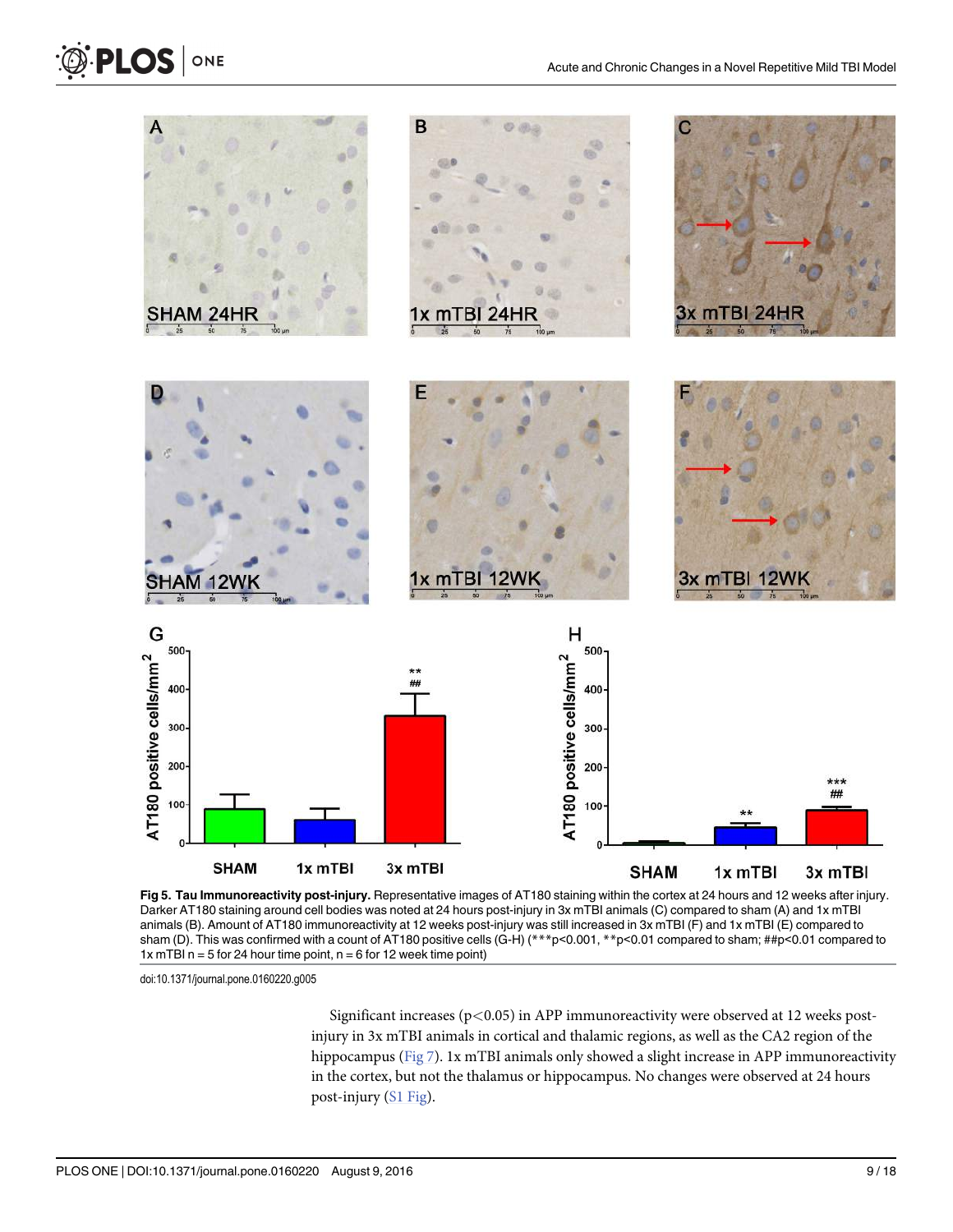**Fig 5. Tau Immunoreactivity post-injury.** Representative images of AT180 staining within the cortex at 24 hours and 12 weeks after injury. Darker AT180 staining around cell bodies was noted at 24 hours post-injury in 3x mTBI animals (C) compared to sham (A) and 1x mTBI animals (B). Amount of AT180 immunoreactivity at 12 weeks post-injury was still increased in 3x mTBI (F) and 1x mTBI (E) compared to sham (D). This was confirmed with a count of AT180 positive cells (G-H) (***p<0.001, **p<0.01 compared to sham; ##p<0.01 compared to 1x mTBI n = 5 for 24 hour time point, n = 6 for 12 week time point)

doi:10.1371/journal.pone.0160220.g005

Significant increases ($p<0.05$) in APP immunoreactivity were observed at 12 weeks post-injury in 3x mTBI animals in cortical and thalamic regions, as well as the CA2 region of the hippocampus (Fig 7). 1x mTBI animals only showed a slight increase in APP immunoreactivity in the cortex, but not the thalamus or hippocampus. No changes were observed at 24 hours post-injury (S1 Fig).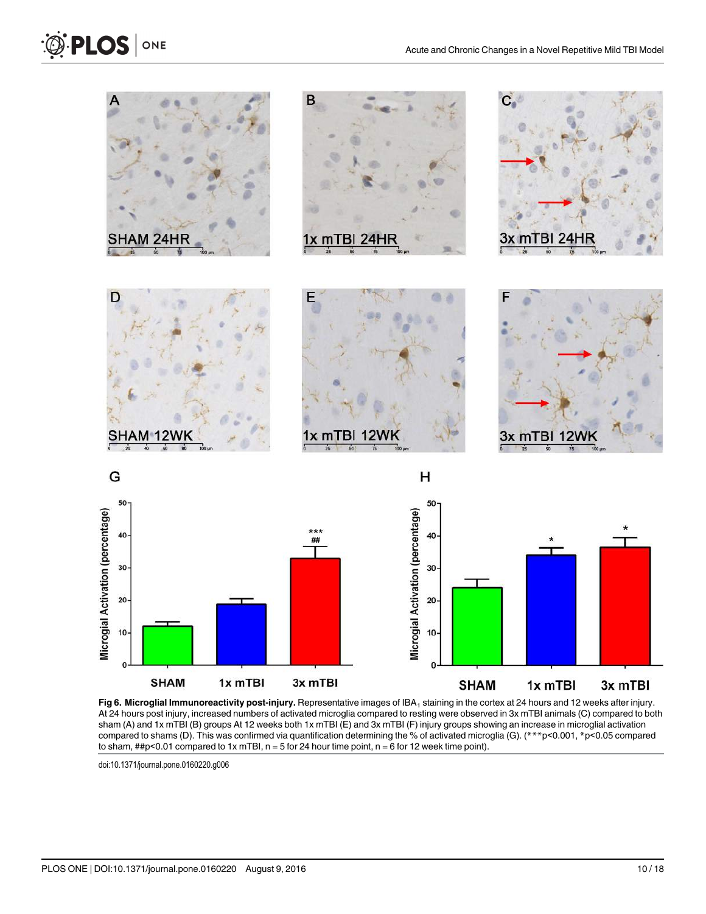**Fig 6. Microglial Immunoreactivity post-injury.** Representative images of $IBA_1$ staining in the cortex at 24 hours and 12 weeks after injury. At 24 hours post injury, increased numbers of activated microglia compared to resting were observed in 3x mTBI animals (C) compared to both sham (A) and 1x mTBI (B) groups At 12 weeks both 1x mTBI (E) and 3x mTBI (F) injury groups showing an increase in microglial activation compared to shams (D). This was confirmed via quantification determining the % of activated microglia (G). (***p<0.001, *p<0.05 compared to sham, ##p<0.01 compared to 1x mTBI, n = 5 for 24 hour time point, n = 6 for 12 week time point).

doi:10.1371/journal.pone.0160220.g006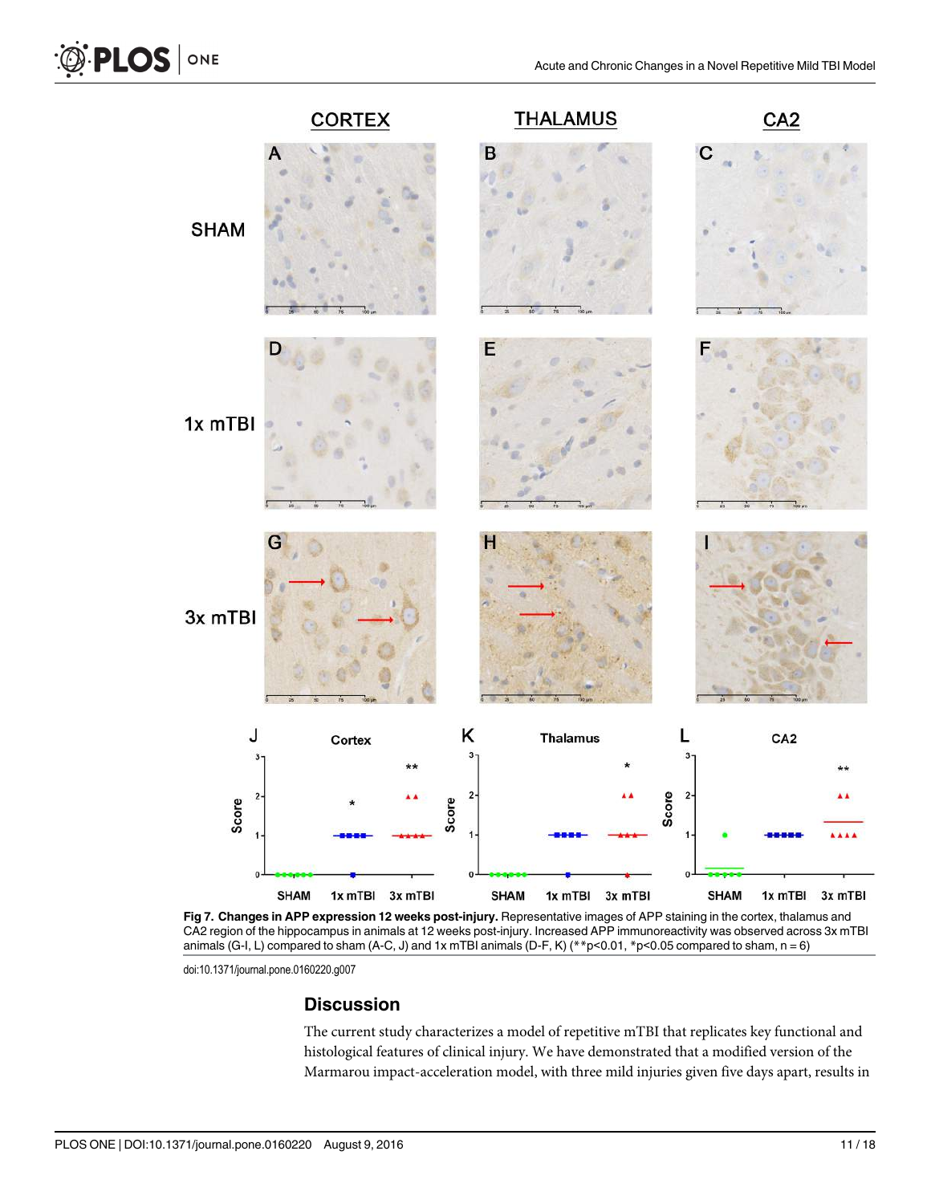**Fig 7. Changes in APP expression 12 weeks post-injury.** Representative images of APP staining in the cortex, thalamus and CA2 region of the hippocampus in animals at 12 weeks post-injury. Increased APP immunoreactivity was observed across 3x mTBI animals (G-I, L) compared to sham (A-C, J) and 1x mTBI animals (D-F, K) (**p<0.01, *p<0.05 compared to sham, n = 6)

doi:10.1371/journal.pone.0160220.g007

## Discussion

The current study characterizes a model of repetitive mTBI that replicates key functional and histological features of clinical injury. We have demonstrated that a modified version of the Marmarou impact-acceleration model, with three mild injuries given five days apart, results in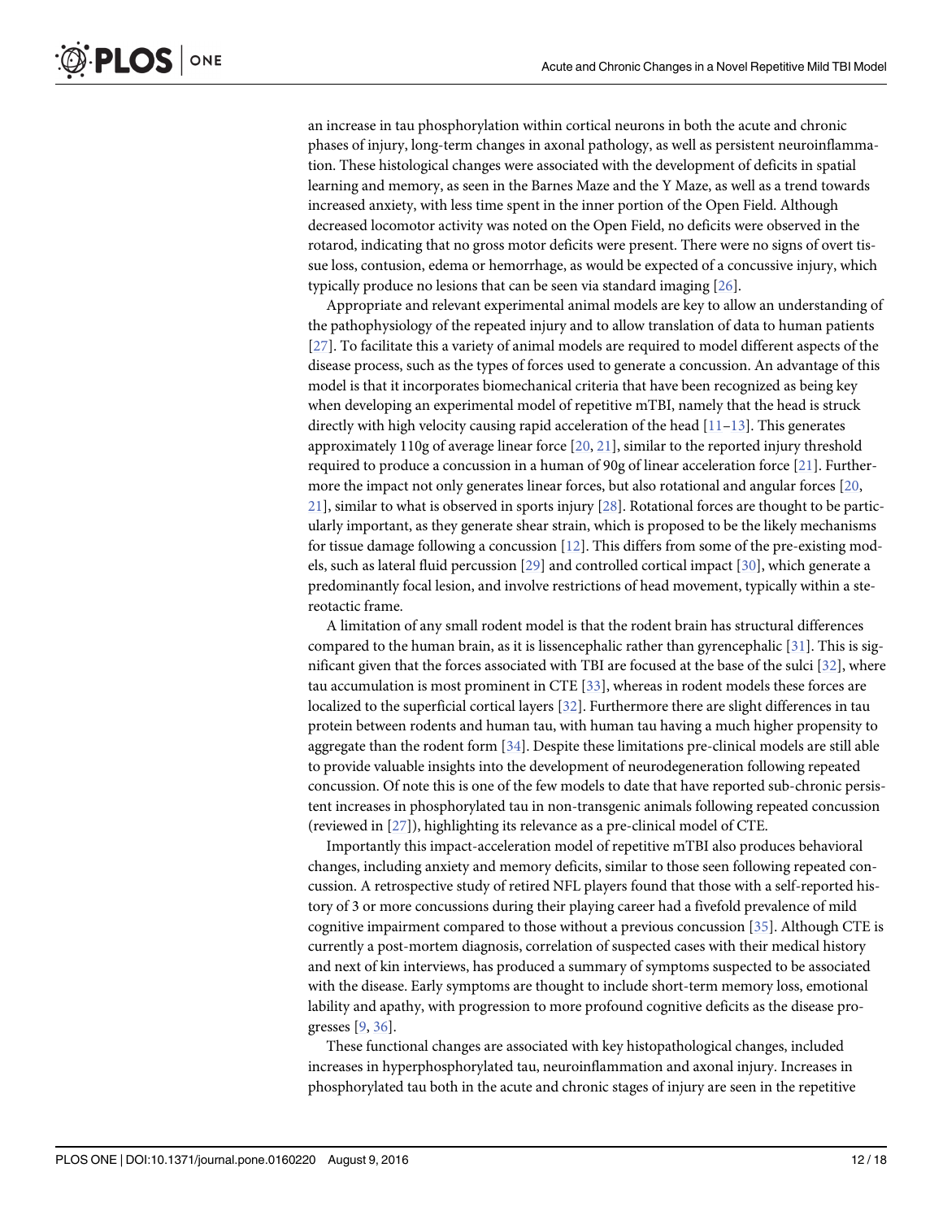an increase in tau phosphorylation within cortical neurons in both the acute and chronic phases of injury, long-term changes in axonal pathology, as well as persistent neuroinflammation. These histological changes were associated with the development of deficits in spatial learning and memory, as seen in the Barnes Maze and the Y Maze, as well as a trend towards increased anxiety, with less time spent in the inner portion of the Open Field. Although decreased locomotor activity was noted on the Open Field, no deficits were observed in the rotarod, indicating that no gross motor deficits were present. There were no signs of overt tissue loss, contusion, edema or hemorrhage, as would be expected of a concussive injury, which typically produce no lesions that can be seen via standard imaging [26].

Appropriate and relevant experimental animal models are key to allow an understanding of the pathophysiology of the repeated injury and to allow translation of data to human patients [27]. To facilitate this a variety of animal models are required to model different aspects of the disease process, such as the types of forces used to generate a concussion. An advantage of this model is that it incorporates biomechanical criteria that have been recognized as being key when developing an experimental model of repetitive mTBI, namely that the head is struck directly with high velocity causing rapid acceleration of the head [11–13]. This generates approximately 110g of average linear force [20, 21], similar to the reported injury threshold required to produce a concussion in a human of 90g of linear acceleration force [21]. Furthermore the impact not only generates linear forces, but also rotational and angular forces [20, 21], similar to what is observed in sports injury [28]. Rotational forces are thought to be particularly important, as they generate shear strain, which is proposed to be the likely mechanisms for tissue damage following a concussion [12]. This differs from some of the pre-existing models, such as lateral fluid percussion [29] and controlled cortical impact [30], which generate a predominantly focal lesion, and involve restrictions of head movement, typically within a stereotactic frame.

A limitation of any small rodent model is that the rodent brain has structural differences compared to the human brain, as it is lissencephalic rather than gyrencephalic [31]. This is significant given that the forces associated with TBI are focused at the base of the sulci [32], where tau accumulation is most prominent in CTE [33], whereas in rodent models these forces are localized to the superficial cortical layers [32]. Furthermore there are slight differences in tau protein between rodents and human tau, with human tau having a much higher propensity to aggregate than the rodent form [34]. Despite these limitations pre-clinical models are still able to provide valuable insights into the development of neurodegeneration following repeated concussion. Of note this is one of the few models to date that have reported sub-chronic persistent increases in phosphorylated tau in non-transgenic animals following repeated concussion (reviewed in [27]), highlighting its relevance as a pre-clinical model of CTE.

Importantly this impact-acceleration model of repetitive mTBI also produces behavioral changes, including anxiety and memory deficits, similar to those seen following repeated concussion. A retrospective study of retired NFL players found that those with a self-reported history of 3 or more concussions during their playing career had a fivefold prevalence of mild cognitive impairment compared to those without a previous concussion [35]. Although CTE is currently a post-mortem diagnosis, correlation of suspected cases with their medical history and next of kin interviews, has produced a summary of symptoms suspected to be associated with the disease. Early symptoms are thought to include short-term memory loss, emotional lability and apathy, with progression to more profound cognitive deficits as the disease progresses [9, 36].

These functional changes are associated with key histopathological changes, included increases in hyperphosphorylated tau, neuroinflammation and axonal injury. Increases in phosphorylated tau both in the acute and chronic stages of injury are seen in the repetitive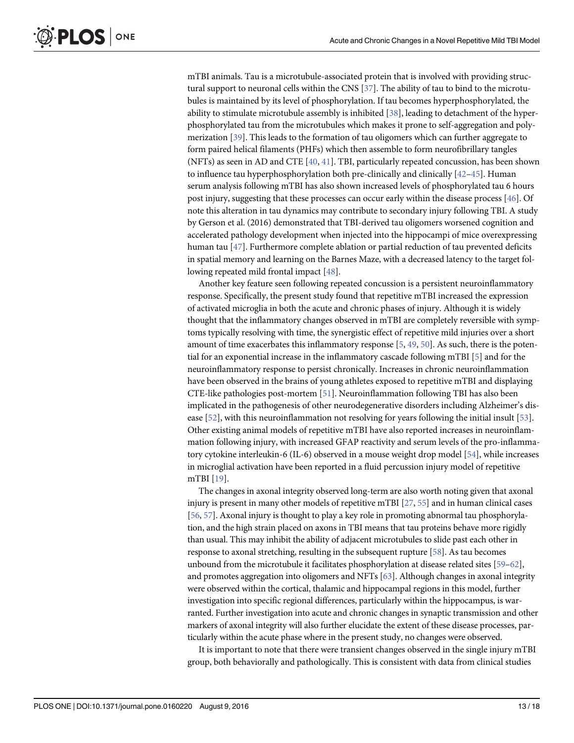mTBI animals. Tau is a microtubule-associated protein that is involved with providing structural support to neuronal cells within the CNS [37]. The ability of tau to bind to the microtubules is maintained by its level of phosphorylation. If tau becomes hyperphosphorylated, the ability to stimulate microtubule assembly is inhibited [38], leading to detachment of the hyperphosphorylated tau from the microtubules which makes it prone to self-aggregation and polymerization [39]. This leads to the formation of tau oligomers which can further aggregate to form paired helical filaments (PHFs) which then assemble to form neurofibrillary tangles (NFTs) as seen in AD and CTE [40, 41]. TBI, particularly repeated concussion, has been shown to influence tau hyperphosphorylation both pre-clinically and clinically [42–45]. Human serum analysis following mTBI has also shown increased levels of phosphorylated tau 6 hours post injury, suggesting that these processes can occur early within the disease process [46]. Of note this alteration in tau dynamics may contribute to secondary injury following TBI. A study by Gerson et al. (2016) demonstrated that TBI-derived tau oligomers worsened cognition and accelerated pathology development when injected into the hippocampi of mice overexpressing human tau [47]. Furthermore complete ablation or partial reduction of tau prevented deficits in spatial memory and learning on the Barnes Maze, with a decreased latency to the target following repeated mild frontal impact [48].

Another key feature seen following repeated concussion is a persistent neuroinflammatory response. Specifically, the present study found that repetitive mTBI increased the expression of activated microglia in both the acute and chronic phases of injury. Although it is widely thought that the inflammatory changes observed in mTBI are completely reversible with symptoms typically resolving with time, the synergistic effect of repetitive mild injuries over a short amount of time exacerbates this inflammatory response [5, 49, 50]. As such, there is the potential for an exponential increase in the inflammatory cascade following mTBI [5] and for the neuroinflammatory response to persist chronically. Increases in chronic neuroinflammation have been observed in the brains of young athletes exposed to repetitive mTBI and displaying CTE-like pathologies post-mortem [51]. Neuroinflammation following TBI has also been implicated in the pathogenesis of other neurodegenerative disorders including Alzheimer's disease [52], with this neuroinflammation not resolving for years following the initial insult [53]. Other existing animal models of repetitive mTBI have also reported increases in neuroinflammation following injury, with increased GFAP reactivity and serum levels of the pro-inflammatory cytokine interleukin-6 (IL-6) observed in a mouse weight drop model [54], while increases in microglial activation have been reported in a fluid percussion injury model of repetitive mTBI [19].

The changes in axonal integrity observed long-term are also worth noting given that axonal injury is present in many other models of repetitive mTBI [27, 55] and in human clinical cases [56, 57]. Axonal injury is thought to play a key role in promoting abnormal tau phosphorylation, and the high strain placed on axons in TBI means that tau proteins behave more rigidly than usual. This may inhibit the ability of adjacent microtubules to slide past each other in response to axonal stretching, resulting in the subsequent rupture [58]. As tau becomes unbound from the microtubule it facilitates phosphorylation at disease related sites [59–62], and promotes aggregation into oligomers and NFTs [63]. Although changes in axonal integrity were observed within the cortical, thalamic and hippocampal regions in this model, further investigation into specific regional differences, particularly within the hippocampus, is warranted. Further investigation into acute and chronic changes in synaptic transmission and other markers of axonal integrity will also further elucidate the extent of these disease processes, particularly within the acute phase where in the present study, no changes were observed.

It is important to note that there were transient changes observed in the single injury mTBI group, both behaviorally and pathologically. This is consistent with data from clinical studies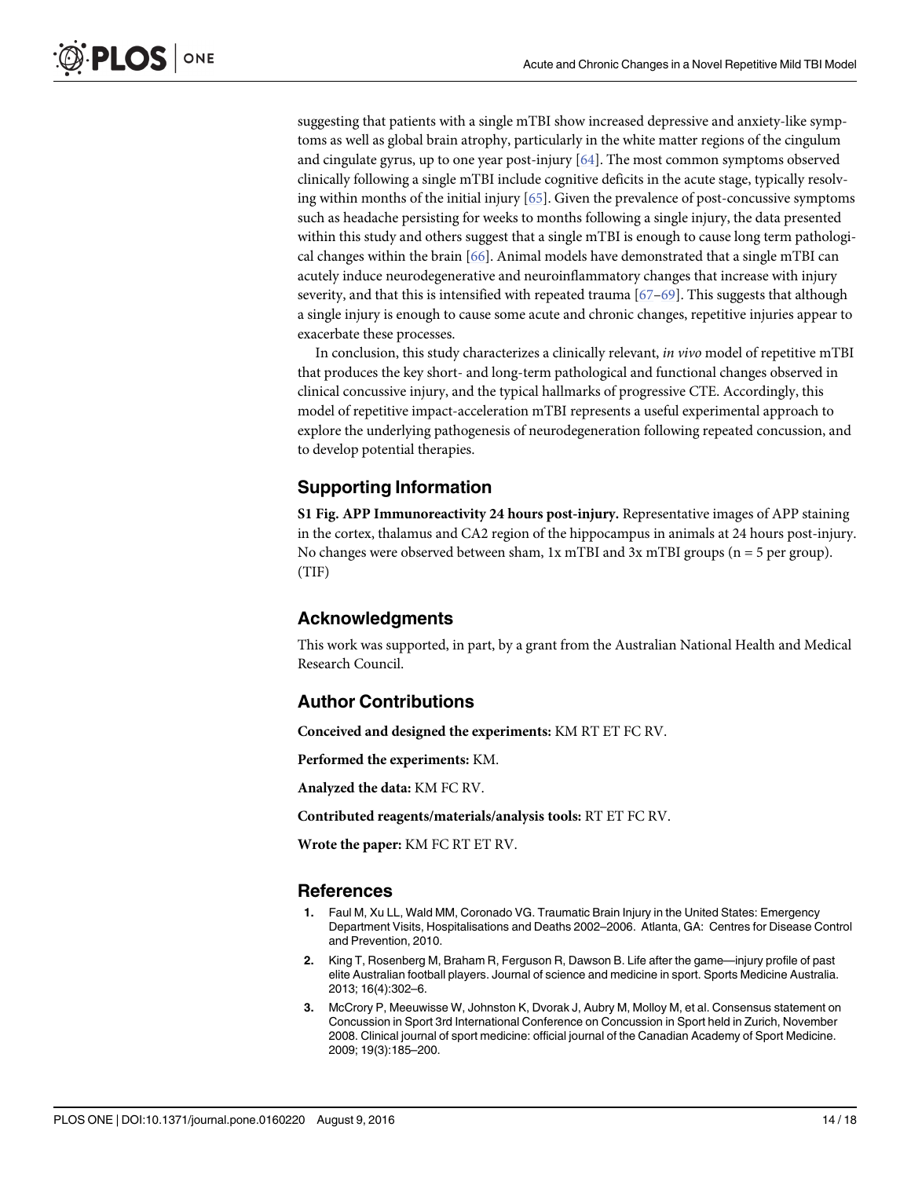suggesting that patients with a single mTBI show increased depressive and anxiety-like symptoms as well as global brain atrophy, particularly in the white matter regions of the cingulum and cingulate gyrus, up to one year post-injury [64]. The most common symptoms observed clinically following a single mTBI include cognitive deficits in the acute stage, typically resolving within months of the initial injury [65]. Given the prevalence of post-concussive symptoms such as headache persisting for weeks to months following a single injury, the data presented within this study and others suggest that a single mTBI is enough to cause long term pathological changes within the brain [66]. Animal models have demonstrated that a single mTBI can acutely induce neurodegenerative and neuroinflammatory changes that increase with injury severity, and that this is intensified with repeated trauma [67–69]. This suggests that although a single injury is enough to cause some acute and chronic changes, repetitive injuries appear to exacerbate these processes.

In conclusion, this study characterizes a clinically relevant, *in vivo* model of repetitive mTBI that produces the key short- and long-term pathological and functional changes observed in clinical concussive injury, and the typical hallmarks of progressive CTE. Accordingly, this model of repetitive impact-acceleration mTBI represents a useful experimental approach to explore the underlying pathogenesis of neurodegeneration following repeated concussion, and to develop potential therapies.

## Supporting Information

**S1 Fig. APP Immunoreactivity 24 hours post-injury.** Representative images of APP staining in the cortex, thalamus and CA2 region of the hippocampus in animals at 24 hours post-injury. No changes were observed between sham, 1x mTBI and 3x mTBI groups (n = 5 per group). (TIF)

## Acknowledgments

This work was supported, in part, by a grant from the Australian National Health and Medical Research Council.

## Author Contributions

**Conceived and designed the experiments:** KM RT ET FC RV.

**Performed the experiments:** KM.

**Analyzed the data:** KM FC RV.

**Contributed reagents/materials/analysis tools:** RT ET FC RV.

**Wrote the paper:** KM FC RT ET RV.

## References

1. Faul M, Xu LL, Wald MM, Coronado VG. Traumatic Brain Injury in the United States: Emergency Department Visits, Hospitalisations and Deaths 2002–2006. Atlanta, GA: Centres for Disease Control and Prevention, 2010.
2. King T, Rosenberg M, Braham R, Ferguson R, Dawson B. Life after the game—injury profile of past elite Australian football players. Journal of science and medicine in sport. Sports Medicine Australia. 2013; 16(4):302–6.
3. McCrory P, Meeuwisse W, Johnston K, Dvorak J, Aubry M, Molloy M, et al. Consensus statement on Concussion in Sport 3rd International Conference on Concussion in Sport held in Zurich, November 2008. Clinical journal of sport medicine: official journal of the Canadian Academy of Sport Medicine. 2009; 19(3):185–200.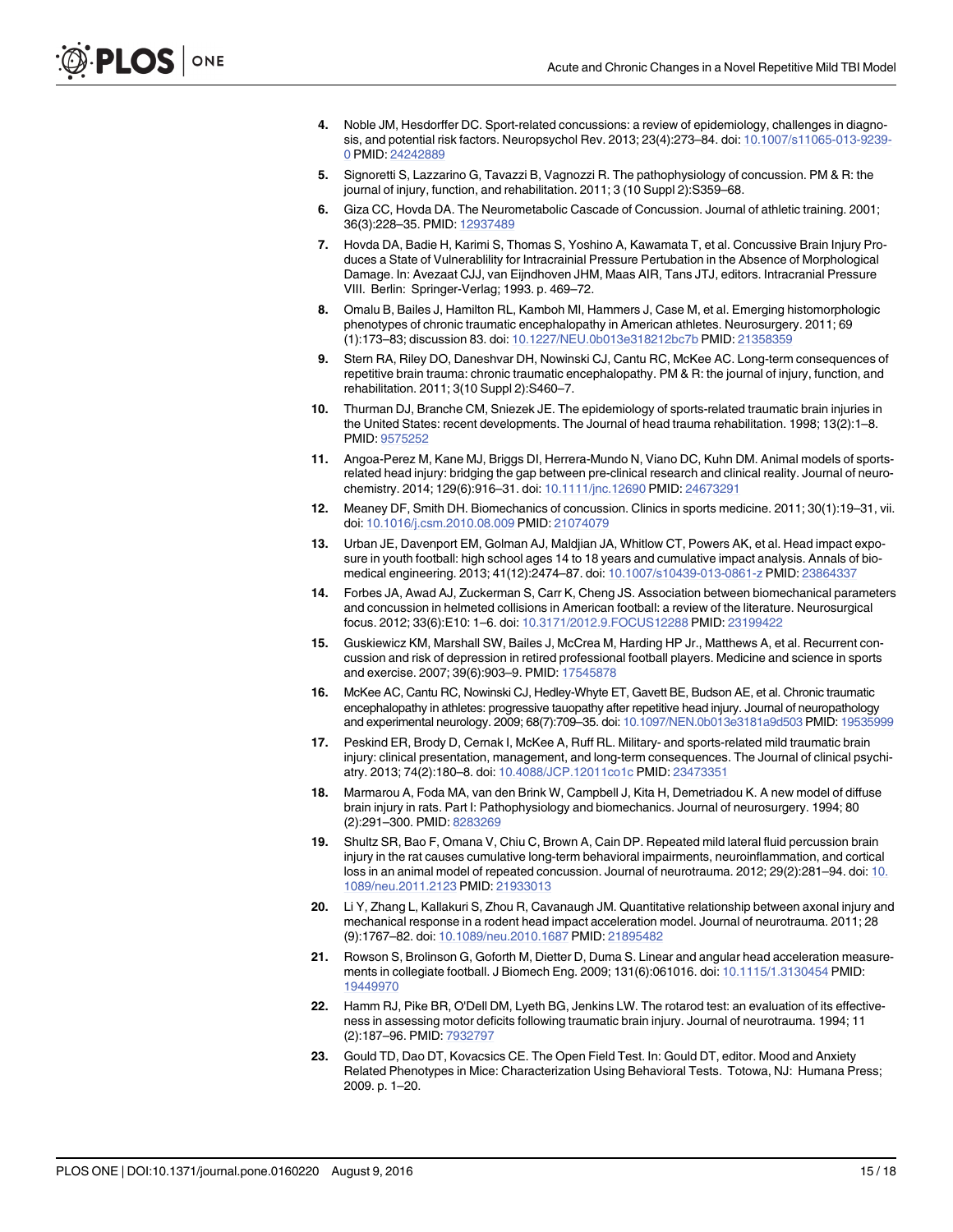4. Noble JM, Hesdorffer DC. Sport-related concussions: a review of epidemiology, challenges in diagnosis, and potential risk factors. Neuropsychol Rev. 2013; 23(4):273–84. doi: 10.1007/s11065-013-9239-0 PMID: 24242889
5. Signoretti S, Lazzarino G, Tavazzi B, Vagnozzi R. The pathophysiology of concussion. PM & R: the journal of injury, function, and rehabilitation. 2011; 3 (10 Suppl 2):S359–68.
6. Giza CC, Hovda DA. The Neurometabolic Cascade of Concussion. Journal of athletic training. 2001; 36(3):228–35. PMID: 12937489
7. Hovda DA, Badie H, Karimi S, Thomas S, Yoshino A, Kawamata T, et al. Concussive Brain Injury Produces a State of Vulnerablility for Intracrainial Pressure Pertubation in the Absence of Morphological Damage. In: Avezaat CJJ, van Eijndhoven JHM, Maas AIR, Tans JTJ, editors. Intracranial Pressure VIII. Berlin: Springer-Verlag; 1993. p. 469–72.
8. Omalu B, Bailes J, Hamilton RL, Kamboh MI, Hammers J, Case M, et al. Emerging histomorphologic phenotypes of chronic traumatic encephalopathy in American athletes. Neurosurgery. 2011; 69 (1):173–83; discussion 83. doi: 10.1227/NEU.0b013e318212bc7b PMID: 21358359
9. Stern RA, Riley DO, Daneshvar DH, Nowinski CJ, Cantu RC, McKee AC. Long-term consequences of repetitive brain trauma: chronic traumatic encephalopathy. PM & R: the journal of injury, function, and rehabilitation. 2011; 3(10 Suppl 2):S460–7.
10. Thurman DJ, Branche CM, Sniezek JE. The epidemiology of sports-related traumatic brain injuries in the United States: recent developments. The Journal of head trauma rehabilitation. 1998; 13(2):1–8. PMID: 9575252
11. Angoa-Perez M, Kane MJ, Briggs DI, Herrera-Mundo N, Viano DC, Kuhn DM. Animal models of sports-related head injury: bridging the gap between pre-clinical research and clinical reality. Journal of neurochemistry. 2014; 129(6):916–31. doi: 10.1111/jnc.12690 PMID: 24673291
12. Meaney DF, Smith DH. Biomechanics of concussion. Clinics in sports medicine. 2011; 30(1):19–31, vii. doi: 10.1016/j.csm.2010.08.009 PMID: 21074079
13. Urban JE, Davenport EM, Golman AJ, Maldjian JA, Whitlow CT, Powers AK, et al. Head impact exposure in youth football: high school ages 14 to 18 years and cumulative impact analysis. Annals of biomedical engineering. 2013; 41(12):2474–87. doi: 10.1007/s10439-013-0861-z PMID: 23864337
14. Forbes JA, Awad AJ, Zuckerman S, Carr K, Cheng JS. Association between biomechanical parameters and concussion in helmeted collisions in American football: a review of the literature. Neurosurgical focus. 2012; 33(6):E10: 1–6. doi: 10.3171/2012.9.FOCUS12288 PMID: 23199422
15. Guskiewicz KM, Marshall SW, Bailes J, McCrea M, Harding HP Jr., Matthews A, et al. Recurrent concussion and risk of depression in retired professional football players. Medicine and science in sports and exercise. 2007; 39(6):903–9. PMID: 17545878
16. McKee AC, Cantu RC, Nowinski CJ, Hedley-Whyte ET, Gavett BE, Budson AE, et al. Chronic traumatic encephalopathy in athletes: progressive tauopathy after repetitive head injury. Journal of neuropathology and experimental neurology. 2009; 68(7):709–35. doi: 10.1097/NEN.0b013e3181a9d503 PMID: 19535999
17. Peskind ER, Brody D, Cernak I, McKee A, Ruff RL. Military- and sports-related mild traumatic brain injury: clinical presentation, management, and long-term consequences. The Journal of clinical psychiatry. 2013; 74(2):180–8. doi: 10.4088/JCP.12011co1c PMID: 23473351
18. Marmarou A, Foda MA, van den Brink W, Campbell J, Kita H, Demetriadou K. A new model of diffuse brain injury in rats. Part I: Pathophysiology and biomechanics. Journal of neurosurgery. 1994; 80 (2):291–300. PMID: 8283269
19. Shultz SR, Bao F, Omana V, Chiu C, Brown A, Cain DP. Repeated mild lateral fluid percussion brain injury in the rat causes cumulative long-term behavioral impairments, neuroinflammation, and cortical loss in an animal model of repeated concussion. Journal of neurotrauma. 2012; 29(2):281–94. doi: 10.1089/neu.2011.2123 PMID: 21933013
20. Li Y, Zhang L, Kallakuri S, Zhou R, Cavanaugh JM. Quantitative relationship between axonal injury and mechanical response in a rodent head impact acceleration model. Journal of neurotrauma. 2011; 28 (9):1767–82. doi: 10.1089/neu.2010.1687 PMID: 21895482
21. Rowson S, Brolinson G, Goforth M, Dietter D, Duma S. Linear and angular head acceleration measurements in collegiate football. J Biomech Eng. 2009; 131(6):061016. doi: 10.1115/1.3130454 PMID: 19449970
22. Hamm RJ, Pike BR, O'Dell DM, Lyeth BG, Jenkins LW. The rotarod test: an evaluation of its effectiveness in assessing motor deficits following traumatic brain injury. Journal of neurotrauma. 1994; 11 (2):187–96. PMID: 7932797
23. Gould TD, Dao DT, Kovacsics CE. The Open Field Test. In: Gould DT, editor. Mood and Anxiety Related Phenotypes in Mice: Characterization Using Behavioral Tests. Totowa, NJ: Humana Press; 2009. p. 1–20.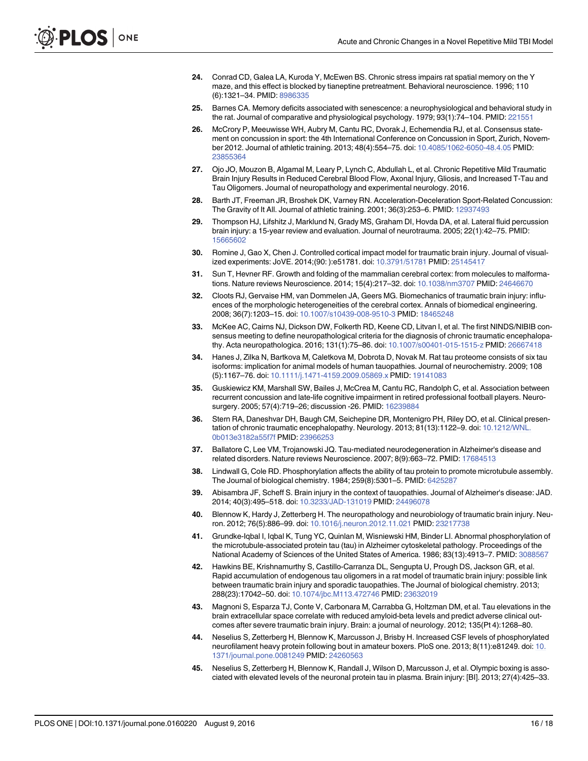24. Conrad CD, Galea LA, Kuroda Y, McEwen BS. Chronic stress impairs rat spatial memory on the Y maze, and this effect is blocked by tianeptine pretreatment. Behavioral neuroscience. 1996; 110 (6):1321–34. PMID: 8986335

25. Barnes CA. Memory deficits associated with senescence: a neurophysiological and behavioral study in the rat. Journal of comparative and physiological psychology. 1979; 93(1):74–104. PMID: 221551

26. McCrory P, Meeuwisse WH, Aubry M, Cantu RC, Dvorak J, Echemendia RJ, et al. Consensus statement on concussion in sport: the 4th International Conference on Concussion in Sport, Zurich, November 2012. Journal of athletic training. 2013; 48(4):554–75. doi: 10.4085/1062-6050-48.4.05 PMID: 23855364

27. Ojo JO, Mouzon B, Algamal M, Leary P, Lynch C, Abdullah L, et al. Chronic Repetitive Mild Traumatic Brain Injury Results in Reduced Cerebral Blood Flow, Axonal Injury, Gliosis, and Increased T-Tau and Tau Oligomers. Journal of neuropathology and experimental neurology. 2016.

28. Barth JT, Freeman JR, Broshek DK, Varney RN. Acceleration-Deceleration Sport-Related Concussion: The Gravity of It All. Journal of athletic training. 2001; 36(3):253–6. PMID: 12937493

29. Thompson HJ, Lifshitz J, Marklund N, Grady MS, Graham DI, Hovda DA, et al. Lateral fluid percussion brain injury: a 15-year review and evaluation. Journal of neurotrauma. 2005; 22(1):42–75. PMID: 15665602

30. Romine J, Gao X, Chen J. Controlled cortical impact model for traumatic brain injury. Journal of visualized experiments: JoVE. 2014;(90: ):e51781. doi: 10.3791/51781 PMID: 25145417

31. Sun T, Hevner RF. Growth and folding of the mammalian cerebral cortex: from molecules to malformations. Nature reviews Neuroscience. 2014; 15(4):217–32. doi: 10.1038/nrn3707 PMID: 24646670

32. Cloots RJ, Gervaise HM, van Dommelen JA, Geers MG. Biomechanics of traumatic brain injury: influences of the morphologic heterogeneities of the cerebral cortex. Annals of biomedical engineering. 2008; 36(7):1203–15. doi: 10.1007/s10439-008-9510-3 PMID: 18465248

33. McKee AC, Cairns NJ, Dickson DW, Folkerth RD, Keene CD, Litvan I, et al. The first NINDS/NIBIB consensus meeting to define neuropathological criteria for the diagnosis of chronic traumatic encephalopathy. Acta neuropathologica. 2016; 131(1):75–86. doi: 10.1007/s00401-015-1515-z PMID: 26667418

34. Hanes J, Zilka N, Bartkova M, Caletkova M, Dobrota D, Novak M. Rat tau proteome consists of six tau isoforms: implication for animal models of human tauopathies. Journal of neurochemistry. 2009; 108 (5):1167–76. doi: 10.1111/j.1471-4159.2009.05869.x PMID: 19141083

35. Guskiewicz KM, Marshall SW, Bailes J, McCrea M, Cantu RC, Randolph C, et al. Association between recurrent concussion and late-life cognitive impairment in retired professional football players. Neurosurgery. 2005; 57(4):719–26; discussion -26. PMID: 16239884

36. Stern RA, Daneshvar DH, Baugh CM, Seichepine DR, Montenigro PH, Riley DO, et al. Clinical presentation of chronic traumatic encephalopathy. Neurology. 2013; 81(13):1122–9. doi: 10.1212/WNL.0b013e3182a55f7f PMID: 23966253

37. Ballatore C, Lee VM, Trojanowski JQ. Tau-mediated neurodegeneration in Alzheimer's disease and related disorders. Nature reviews Neuroscience. 2007; 8(9):663–72. PMID: 17684513

38. Lindwall G, Cole RD. Phosphorylation affects the ability of tau protein to promote microtubule assembly. The Journal of biological chemistry. 1984; 259(8):5301–5. PMID: 6425287

39. Abisambra JF, Scheff S. Brain injury in the context of tauopathies. Journal of Alzheimer's disease: JAD. 2014; 40(3):495–518. doi: 10.3233/JAD-131019 PMID: 24496078

40. Blennow K, Hardy J, Zetterberg H. The neuropathology and neurobiology of traumatic brain injury. Neuron. 2012; 76(5):886–99. doi: 10.1016/j.neuron.2012.11.021 PMID: 23217738

41. Grundke-Iqbal I, Iqbal K, Tung YC, Quinlan M, Wisniewski HM, Binder LI. Abnormal phosphorylation of the microtubule-associated protein tau (tau) in Alzheimer cytoskeletal pathology. Proceedings of the National Academy of Sciences of the United States of America. 1986; 83(13):4913–7. PMID: 3088567

42. Hawkins BE, Krishnamurthy S, Castillo-Carranza DL, Sengupta U, Prough DS, Jackson GR, et al. Rapid accumulation of endogenous tau oligomers in a rat model of traumatic brain injury: possible link between traumatic brain injury and sporadic tauopathies. The Journal of biological chemistry. 2013; 288(23):17042–50. doi: 10.1074/jbc.M113.472746 PMID: 23632019

43. Magnoni S, Esparza TJ, Conte V, Carbonara M, Carrabba G, Holtzman DM, et al. Tau elevations in the brain extracellular space correlate with reduced amyloid-beta levels and predict adverse clinical outcomes after severe traumatic brain injury. Brain: a journal of neurology. 2012; 135(Pt 4):1268–80.

44. Neselius S, Zetterberg H, Blennow K, Marcusson J, Brisby H. Increased CSF levels of phosphorylated neurofilament heavy protein following bout in amateur boxers. PloS one. 2013; 8(11):e81249. doi: 10.1371/journal.pone.0081249 PMID: 24260563

45. Neselius S, Zetterberg H, Blennow K, Randall J, Wilson D, Marcusson J, et al. Olympic boxing is associated with elevated levels of the neuronal protein tau in plasma. Brain injury: [BI]. 2013; 27(4):425–33.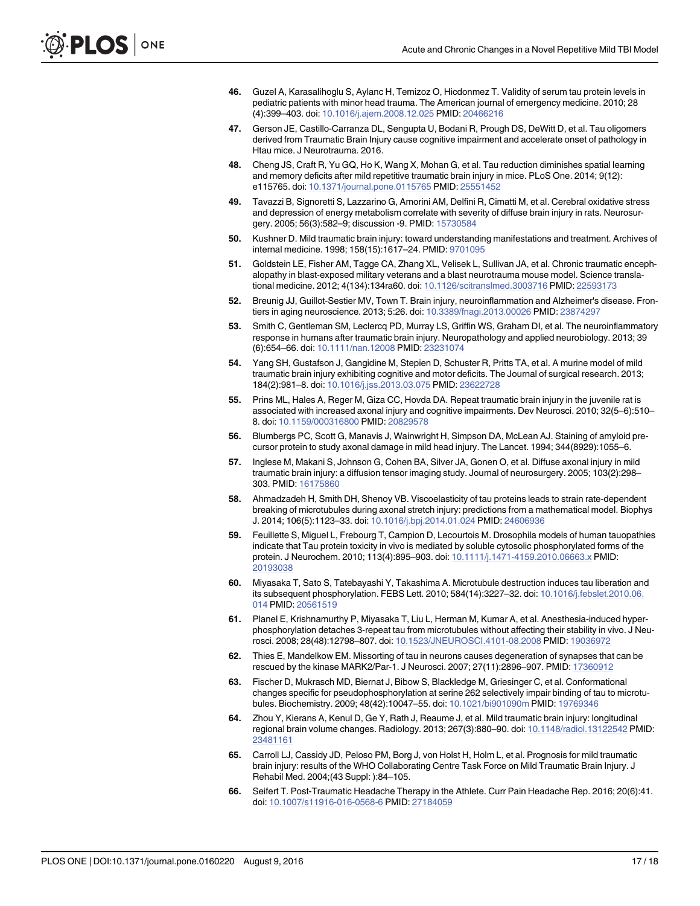46. Guzel A, Karasalihoglu S, Aylanc H, Temizoz O, Hicdonmez T. Validity of serum tau protein levels in pediatric patients with minor head trauma. The American journal of emergency medicine. 2010; 28 (4):399–403. doi: 10.1016/j.ajem.2008.12.025 PMID: 20466216

47. Gerson JE, Castillo-Carranza DL, Sengupta U, Bodani R, Prough DS, DeWitt D, et al. Tau oligomers derived from Traumatic Brain Injury cause cognitive impairment and accelerate onset of pathology in Htau mice. J Neurotrauma. 2016.

48. Cheng JS, Craft R, Yu GQ, Ho K, Wang X, Mohan G, et al. Tau reduction diminishes spatial learning and memory deficits after mild repetitive traumatic brain injury in mice. PLoS One. 2014; 9(12): e115765. doi: 10.1371/journal.pone.0115765 PMID: 25551452

49. Tavazzi B, Signoretti S, Lazzarino G, Amorini AM, Delfini R, Cimatti M, et al. Cerebral oxidative stress and depression of energy metabolism correlate with severity of diffuse brain injury in rats. Neurosurgery. 2005; 56(3):582–9; discussion -9. PMID: 15730584

50. Kushner D. Mild traumatic brain injury: toward understanding manifestations and treatment. Archives of internal medicine. 1998; 158(15):1617–24. PMID: 9701095

51. Goldstein LE, Fisher AM, Tagge CA, Zhang XL, Velisek L, Sullivan JA, et al. Chronic traumatic encephalopathy in blast-exposed military veterans and a blast neurotrauma mouse model. Science translational medicine. 2012; 4(134):134ra60. doi: 10.1126/scitranslmed.3003716 PMID: 22593173

52. Breunig JJ, Guillot-Sestier MV, Town T. Brain injury, neuroinflammation and Alzheimer's disease. Frontiers in aging neuroscience. 2013; 5:26. doi: 10.3389/fnagi.2013.00026 PMID: 23874297

53. Smith C, Gentleman SM, Leclercq PD, Murray LS, Griffin WS, Graham DI, et al. The neuroinflammatory response in humans after traumatic brain injury. Neuropathology and applied neurobiology. 2013; 39 (6):654–66. doi: 10.1111/nan.12008 PMID: 23231074

54. Yang SH, Gustafson J, Gangidine M, Stepien D, Schuster R, Pritts TA, et al. A murine model of mild traumatic brain injury exhibiting cognitive and motor deficits. The Journal of surgical research. 2013; 184(2):981–8. doi: 10.1016/j.jss.2013.03.075 PMID: 23622728

55. Prins ML, Hales A, Reger M, Giza CC, Hovda DA. Repeat traumatic brain injury in the juvenile rat is associated with increased axonal injury and cognitive impairments. Dev Neurosci. 2010; 32(5–6):510–8. doi: 10.1159/000316800 PMID: 20829578

56. Blumbergs PC, Scott G, Manavis J, Wainwright H, Simpson DA, McLean AJ. Staining of amyloid precursor protein to study axonal damage in mild head injury. The Lancet. 1994; 344(8929):1055–6.

57. Inglese M, Makani S, Johnson G, Cohen BA, Silver JA, Gonen O, et al. Diffuse axonal injury in mild traumatic brain injury: a diffusion tensor imaging study. Journal of neurosurgery. 2005; 103(2):298–303. PMID: 16175860

58. Ahmadzadeh H, Smith DH, Shenoy VB. Viscoelasticity of tau proteins leads to strain rate-dependent breaking of microtubules during axonal stretch injury: predictions from a mathematical model. Biophys J. 2014; 106(5):1123–33. doi: 10.1016/j.bpj.2014.01.024 PMID: 24606936

59. Feuillette S, Miguel L, Frebourg T, Campion D, Lecourtois M. Drosophila models of human tauopathies indicate that Tau protein toxicity in vivo is mediated by soluble cytosolic phosphorylated forms of the protein. J Neurochem. 2010; 113(4):895–903. doi: 10.1111/j.1471-4159.2010.06663.x PMID: 20193038

60. Miyasaka T, Sato S, Tatebayashi Y, Takashima A. Microtubule destruction induces tau liberation and its subsequent phosphorylation. FEBS Lett. 2010; 584(14):3227–32. doi: 10.1016/j.febslet.2010.06.014 PMID: 20561519

61. Planel E, Krishnamurthy P, Miyasaka T, Liu L, Herman M, Kumar A, et al. Anesthesia-induced hyperphosphorylation detaches 3-repeat tau from microtubules without affecting their stability in vivo. J Neurosci. 2008; 28(48):12798–807. doi: 10.1523/JNEUROSCI.4101-08.2008 PMID: 19036972

62. Thies E, Mandelkow EM. Missorting of tau in neurons causes degeneration of synapses that can be rescued by the kinase MARK2/Par-1. J Neurosci. 2007; 27(11):2896–907. PMID: 17360912

63. Fischer D, Mukrasch MD, Biernat J, Bibow S, Blackledge M, Griesinger C, et al. Conformational changes specific for pseudophosphorylation at serine 262 selectively impair binding of tau to microtubules. Biochemistry. 2009; 48(42):10047–55. doi: 10.1021/bi901090m PMID: 19769346

64. Zhou Y, Kierans A, Kenul D, Ge Y, Rath J, Reaume J, et al. Mild traumatic brain injury: longitudinal regional brain volume changes. Radiology. 2013; 267(3):880–90. doi: 10.1148/radiol.13122542 PMID: 23481161

65. Carroll LJ, Cassidy JD, Peloso PM, Borg J, von Holst H, Holm L, et al. Prognosis for mild traumatic brain injury: results of the WHO Collaborating Centre Task Force on Mild Traumatic Brain Injury. J Rehabil Med. 2004;(43 Suppl: ):84–105.

66. Seifert T. Post-Traumatic Headache Therapy in the Athlete. Curr Pain Headache Rep. 2016; 20(6):41. doi: 10.1007/s11916-016-0568-6 PMID: 27184059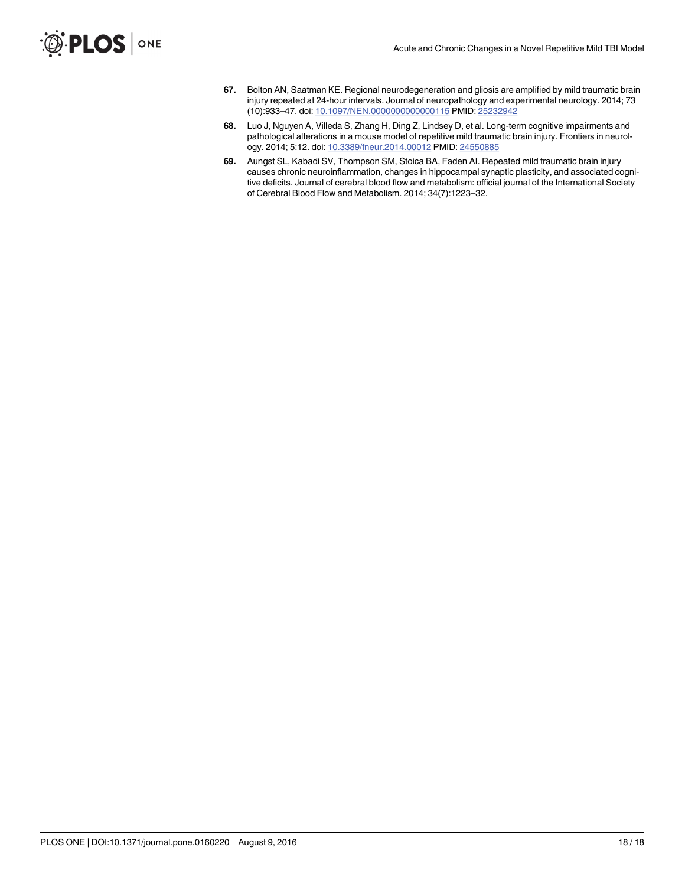67. Bolton AN, Saatman KE. Regional neurodegeneration and gliosis are amplified by mild traumatic brain injury repeated at 24-hour intervals. Journal of neuropathology and experimental neurology. 2014; 73 (10):933–47. doi: 10.1097/NEN.0000000000000115 PMID: 25232942

68. Luo J, Nguyen A, Villeda S, Zhang H, Ding Z, Lindsey D, et al. Long-term cognitive impairments and pathological alterations in a mouse model of repetitive mild traumatic brain injury. Frontiers in neurology. 2014; 5:12. doi: 10.3389/fneur.2014.00012 PMID: 24550885

69. Aungst SL, Kabadi SV, Thompson SM, Stoica BA, Faden AI. Repeated mild traumatic brain injury causes chronic neuroinflammation, changes in hippocampal synaptic plasticity, and associated cognitive deficits. Journal of cerebral blood flow and metabolism: official journal of the International Society of Cerebral Blood Flow and Metabolism. 2014; 34(7):1223–32.